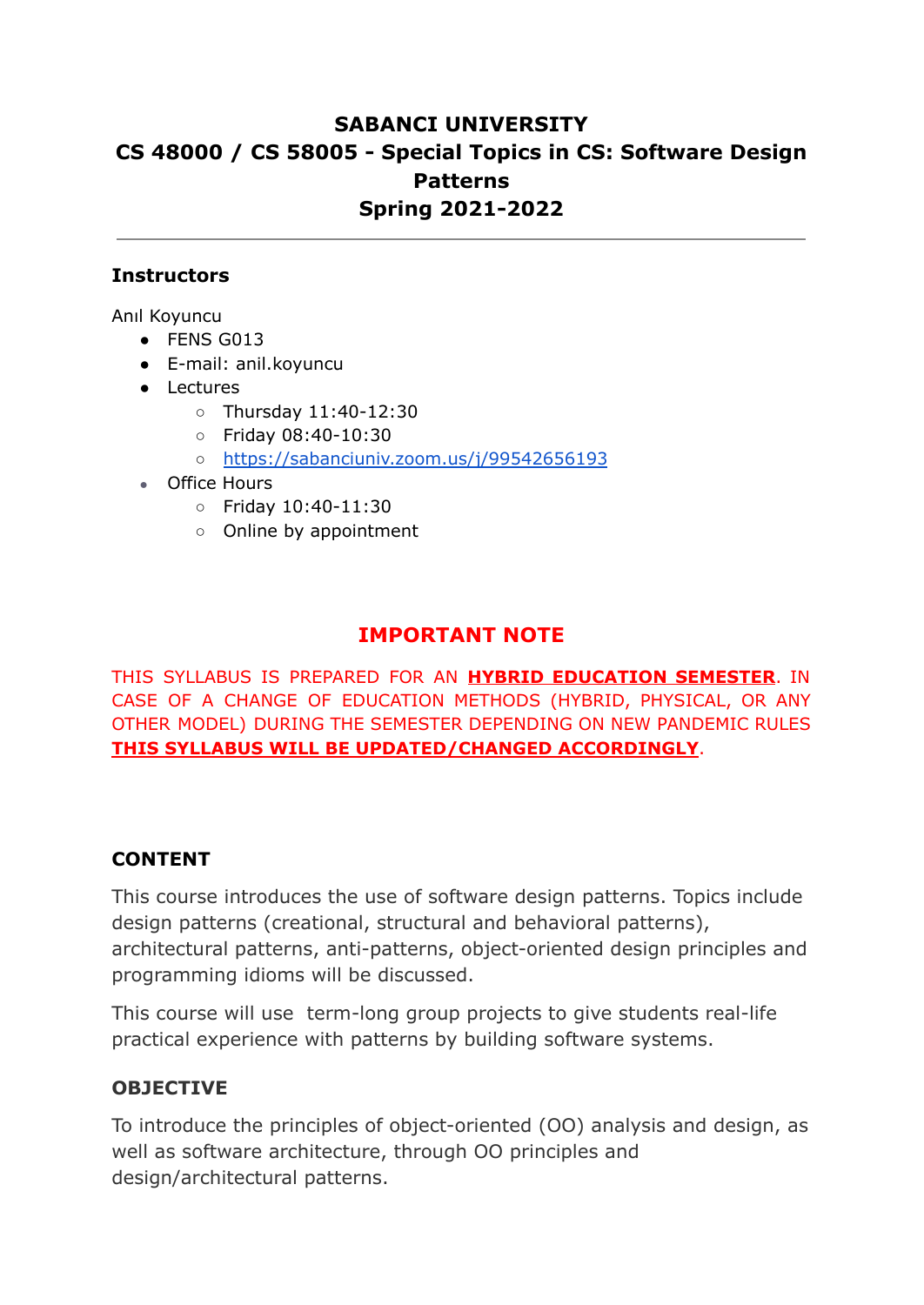# SABANCI UNIVERSITY
# CS 48000 / CS 58005 - Special Topics in CS: Software Design Patterns
# Spring 2021-2022

---

### Instructors

Anıl Koyuncu

- FENS G013
- E-mail: anil.koyuncu
- Lectures
  - Thursday 11:40-12:30
  - Friday 08:40-10:30
  - https://sabanciuniv.zoom.us/j/99542656193
- Office Hours
  - Friday 10:40-11:30
  - Online by appointment

## IMPORTANT NOTE

THIS SYLLABUS IS PREPARED FOR AN **HYBRID EDUCATION SEMESTER**. IN CASE OF A CHANGE OF EDUCATION METHODS (HYBRID, PHYSICAL, OR ANY OTHER MODEL) DURING THE SEMESTER DEPENDING ON NEW PANDEMIC RULES **THIS SYLLABUS WILL BE UPDATED/CHANGED ACCORDINGLY**.

### CONTENT

This course introduces the use of software design patterns. Topics include design patterns (creational, structural and behavioral patterns), architectural patterns, anti-patterns, object-oriented design principles and programming idioms will be discussed.

This course will use term-long group projects to give students real-life practical experience with patterns by building software systems.

### OBJECTIVE

To introduce the principles of object-oriented (OO) analysis and design, as well as software architecture, through OO principles and design/architectural patterns.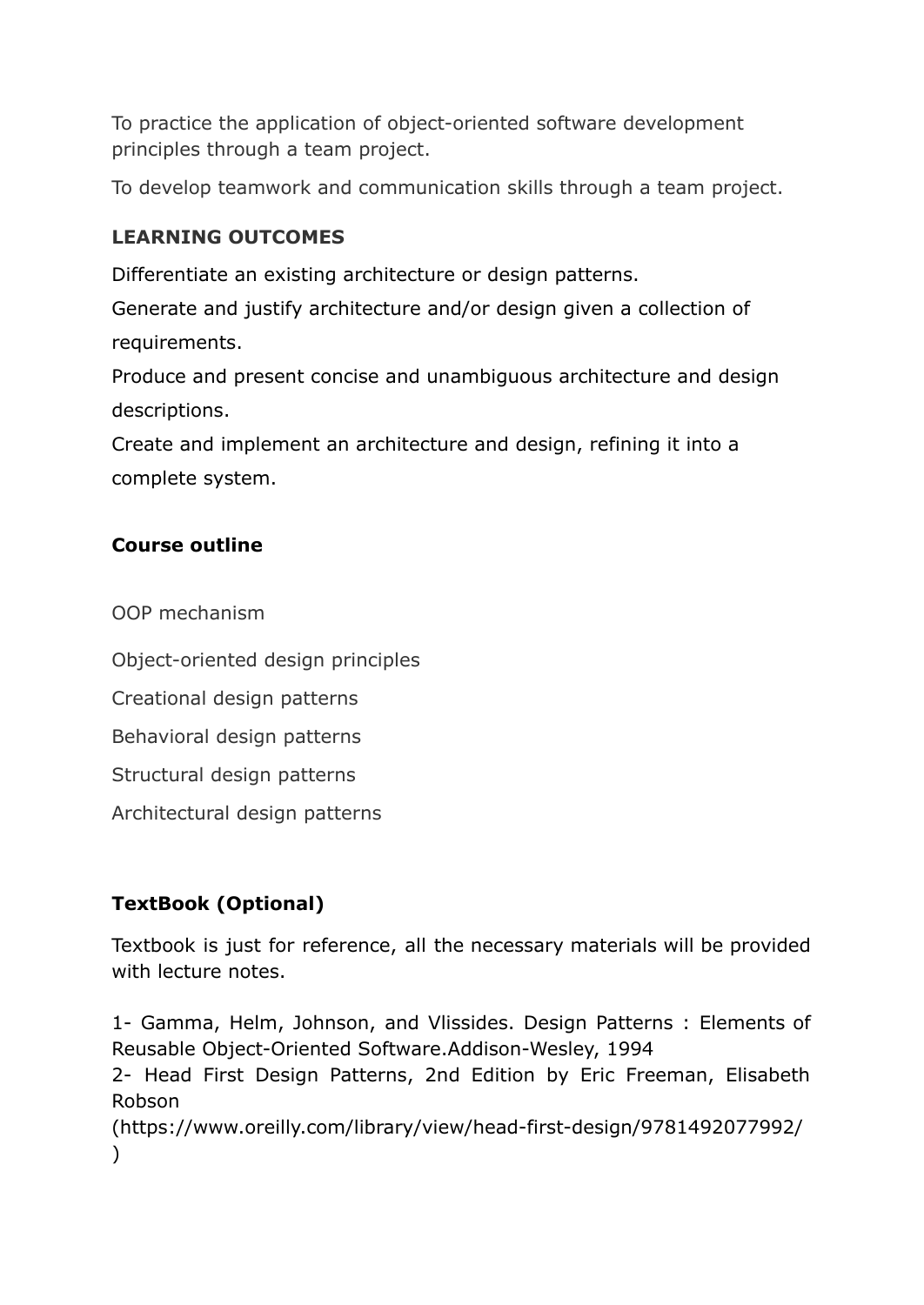To practice the application of object-oriented software development principles through a team project.

To develop teamwork and communication skills through a team project.

## LEARNING OUTCOMES

Differentiate an existing architecture or design patterns.

Generate and justify architecture and/or design given a collection of requirements.

Produce and present concise and unambiguous architecture and design descriptions.

Create and implement an architecture and design, refining it into a complete system.

## Course outline

OOP mechanism

Object-oriented design principles

Creational design patterns

Behavioral design patterns

Structural design patterns

Architectural design patterns

## TextBook (Optional)

Textbook is just for reference, all the necessary materials will be provided with lecture notes.

1- Gamma, Helm, Johnson, and Vlissides. Design Patterns : Elements of Reusable Object-Oriented Software.Addison-Wesley, 1994
2- Head First Design Patterns, 2nd Edition by Eric Freeman, Elisabeth Robson
(https://www.oreilly.com/library/view/head-first-design/9781492077992/)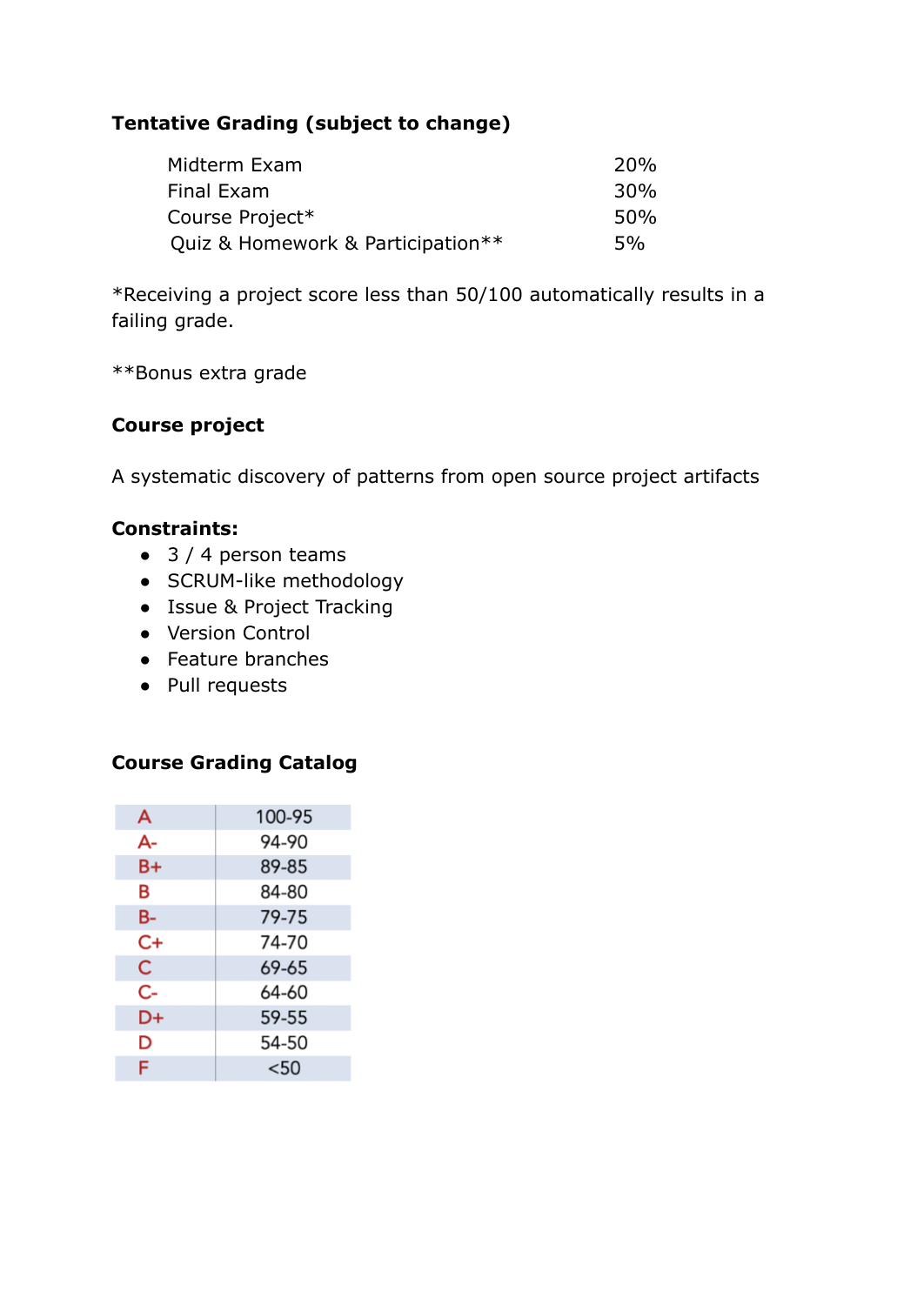### Tentative Grading (subject to change)

| | |
|---|---|
| Midterm Exam | 20% |
| Final Exam | 30% |
| Course Project* | 50% |
| Quiz & Homework & Participation** | 5% |

*Receiving a project score less than 50/100 automatically results in a failing grade.

**Bonus extra grade

### Course project

A systematic discovery of patterns from open source project artifacts

**Constraints:**

- 3 / 4 person teams
- SCRUM-like methodology
- Issue & Project Tracking
- Version Control
- Feature branches
- Pull requests

### Course Grading Catalog

| | |
|---|---|
| A | 100-95 |
| A- | 94-90 |
| B+ | 89-85 |
| B | 84-80 |
| B- | 79-75 |
| C+ | 74-70 |
| C | 69-65 |
| C- | 64-60 |
| D+ | 59-55 |
| D | 54-50 |
| F | <50 |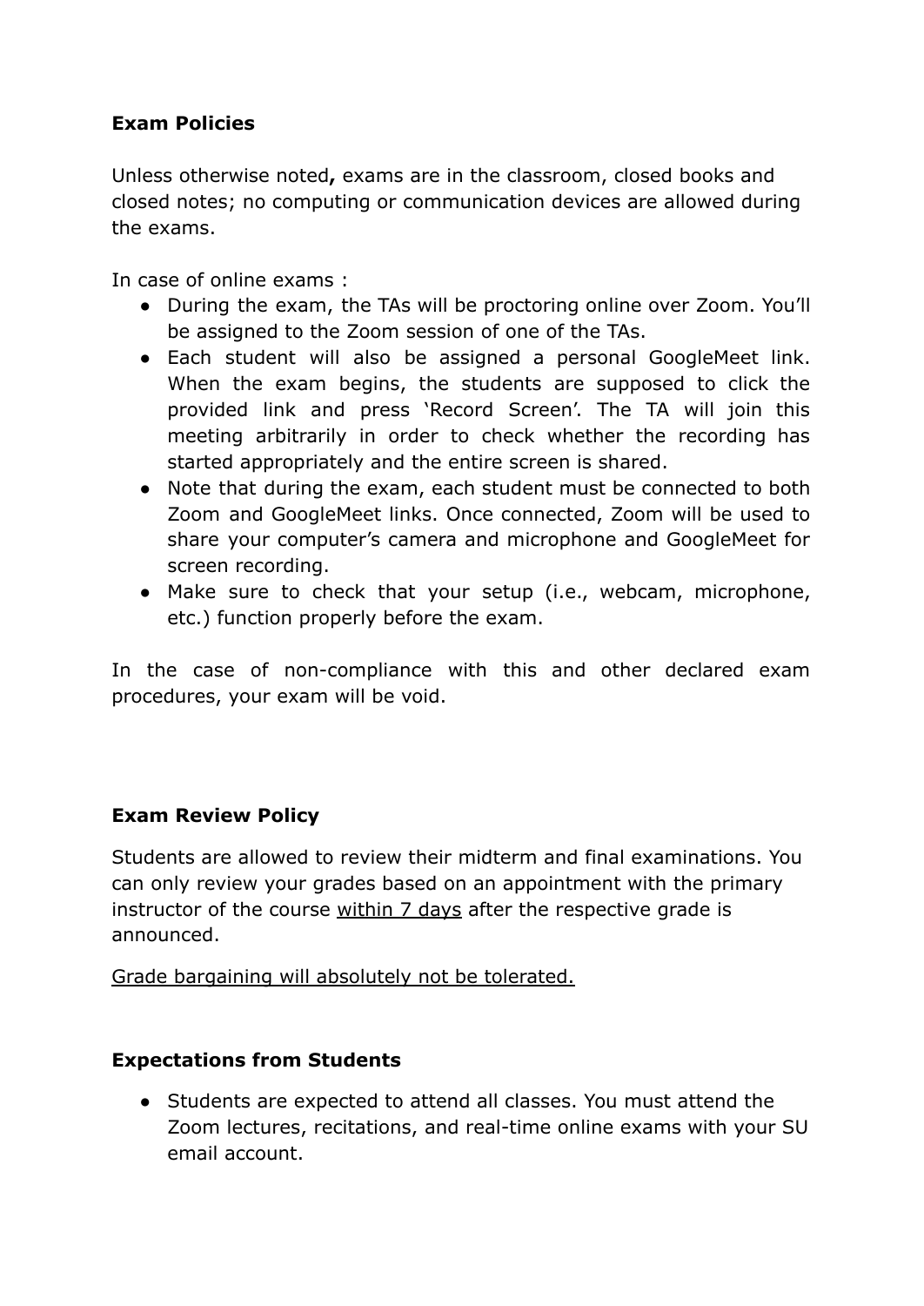**Exam Policies**

Unless otherwise noted**,** exams are in the classroom, closed books and closed notes; no computing or communication devices are allowed during the exams.

In case of online exams :

- During the exam, the TAs will be proctoring online over Zoom. You'll be assigned to the Zoom session of one of the TAs.
- Each student will also be assigned a personal GoogleMeet link. When the exam begins, the students are supposed to click the provided link and press 'Record Screen'. The TA will join this meeting arbitrarily in order to check whether the recording has started appropriately and the entire screen is shared.
- Note that during the exam, each student must be connected to both Zoom and GoogleMeet links. Once connected, Zoom will be used to share your computer's camera and microphone and GoogleMeet for screen recording.
- Make sure to check that your setup (i.e., webcam, microphone, etc.) function properly before the exam.

In the case of non-compliance with this and other declared exam procedures, your exam will be void.

**Exam Review Policy**

Students are allowed to review their midterm and final examinations. You can only review your grades based on an appointment with the primary instructor of the course <u>within 7 days</u> after the respective grade is announced.

<u>Grade bargaining will absolutely not be tolerated.</u>

**Expectations from Students**

- Students are expected to attend all classes. You must attend the Zoom lectures, recitations, and real-time online exams with your SU email account.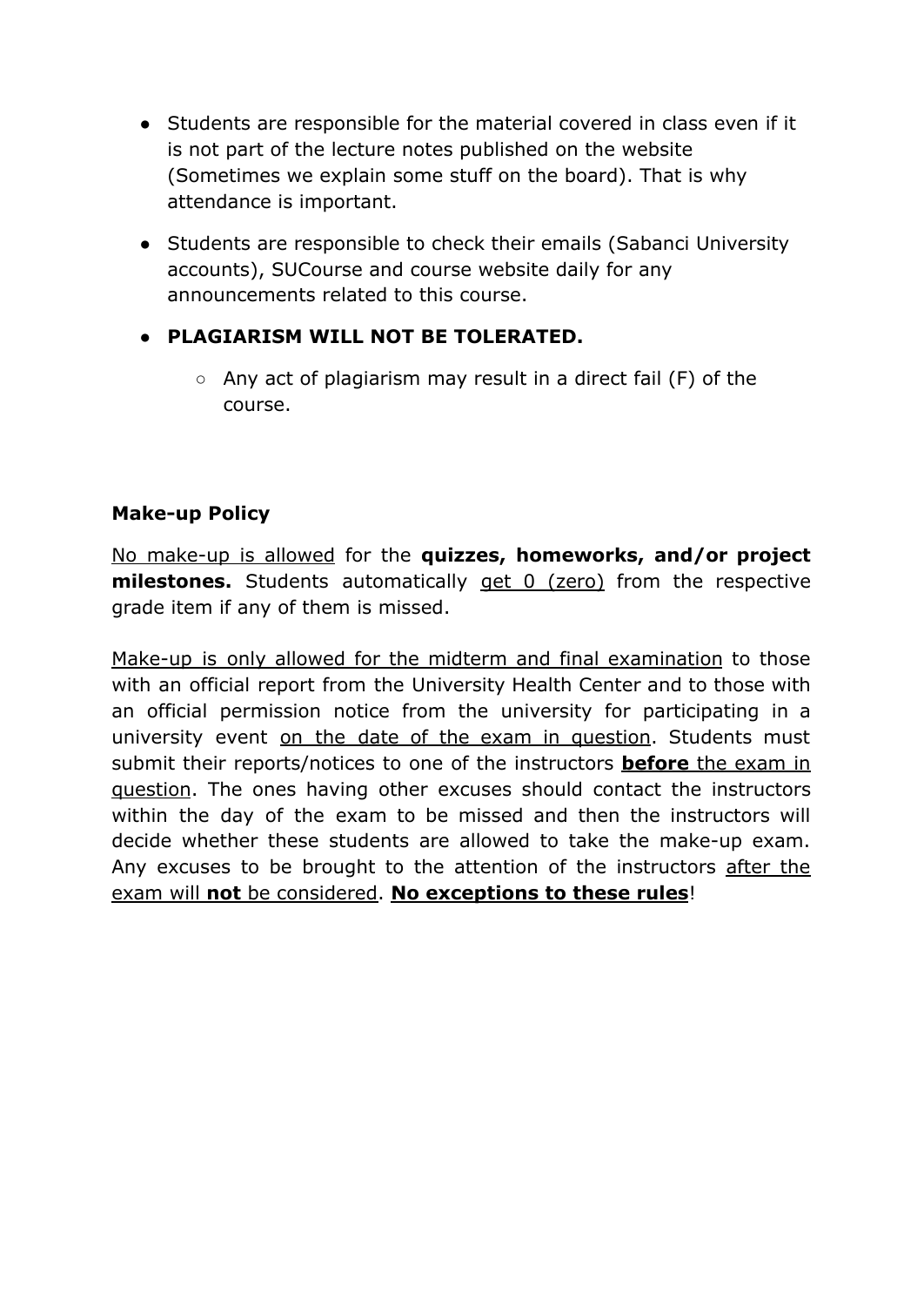- Students are responsible for the material covered in class even if it is not part of the lecture notes published on the website (Sometimes we explain some stuff on the board). That is why attendance is important.
- Students are responsible to check their emails (Sabanci University accounts), SUCourse and course website daily for any announcements related to this course.
- **PLAGIARISM WILL NOT BE TOLERATED.**
  - Any act of plagiarism may result in a direct fail (F) of the course.

**Make-up Policy**

<u>No make-up is allowed</u> for the **quizzes, homeworks, and/or project milestones.** Students automatically <u>get 0 (zero)</u> from the respective grade item if any of them is missed.

<u>Make-up is only allowed for the midterm and final examination</u> to those with an official report from the University Health Center and to those with an official permission notice from the university for participating in a university event <u>on the date of the exam in question</u>. Students must submit their reports/notices to one of the instructors <u>**before** the exam in question</u>. The ones having other excuses should contact the instructors within the day of the exam to be missed and then the instructors will decide whether these students are allowed to take the make-up exam. Any excuses to be brought to the attention of the instructors <u>after the exam will **not** be considered</u>. <u>**No exceptions to these rules**</u>!